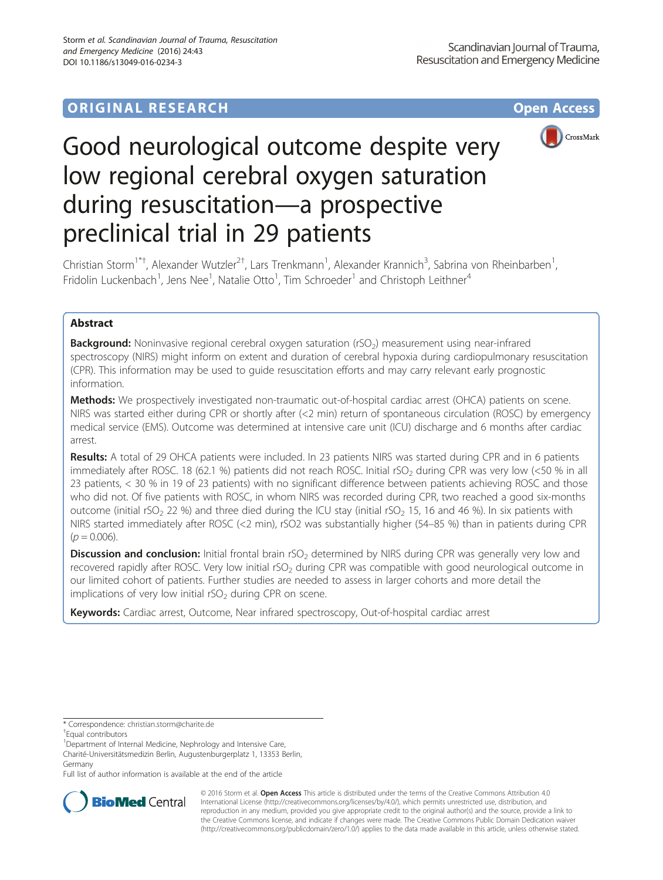ORIGINAL RESEARCH Open Access

# Good neurological outcome despite very low regional cerebral oxygen saturation during resuscitation—a prospective preclinical trial in 29 patients

Christian Storm[1*†], Alexander Wutzler[2†], Lars Trenkmann[1], Alexander Krannich[3], Sabrina von Rheinbarben[1], Fridolin Luckenbach[1], Jens Nee[1], Natalie Otto[1], Tim Schroeder[1] and Christoph Leithner[4]

## Abstract

**Background:** Noninvasive regional cerebral oxygen saturation ($rSO_2$) measurement using near-infrared spectroscopy (NIRS) might inform on extent and duration of cerebral hypoxia during cardiopulmonary resuscitation (CPR). This information may be used to guide resuscitation efforts and may carry relevant early prognostic information.

**Methods:** We prospectively investigated non-traumatic out-of-hospital cardiac arrest (OHCA) patients on scene. NIRS was started either during CPR or shortly after (<2 min) return of spontaneous circulation (ROSC) by emergency medical service (EMS). Outcome was determined at intensive care unit (ICU) discharge and 6 months after cardiac arrest.

**Results:** A total of 29 OHCA patients were included. In 23 patients NIRS was started during CPR and in 6 patients immediately after ROSC. 18 (62.1 %) patients did not reach ROSC. Initial $rSO_2$ during CPR was very low (<50 % in all 23 patients, < 30 % in 19 of 23 patients) with no significant difference between patients achieving ROSC and those who did not. Of five patients with ROSC, in whom NIRS was recorded during CPR, two reached a good six-months outcome (initial $rSO_2$ 22 %) and three died during the ICU stay (initial $rSO_2$ 15, 16 and 46 %). In six patients with NIRS started immediately after ROSC (<2 min), rSO2 was substantially higher (54–85 %) than in patients during CPR ($p = 0.006$).

**Discussion and conclusion:** Initial frontal brain $rSO_2$ determined by NIRS during CPR was generally very low and recovered rapidly after ROSC. Very low initial $rSO_2$ during CPR was compatible with good neurological outcome in our limited cohort of patients. Further studies are needed to assess in larger cohorts and more detail the implications of very low initial $rSO_2$ during CPR on scene.

**Keywords:** Cardiac arrest, Outcome, Near infrared spectroscopy, Out-of-hospital cardiac arrest

\* Correspondence: christian.storm@charite.de

†Equal contributors

[1]Department of Internal Medicine, Nephrology and Intensive Care, Charité-Universitätsmedizin Berlin, Augustenburgerplatz 1, 13353 Berlin, Germany

Full list of author information is available at the end of the article

© 2016 Storm et al. **Open Access** This article is distributed under the terms of the Creative Commons Attribution 4.0 International License (http://creativecommons.org/licenses/by/4.0/), which permits unrestricted use, distribution, and reproduction in any medium, provided you give appropriate credit to the original author(s) and the source, provide a link to the Creative Commons license, and indicate if changes were made. The Creative Commons Public Domain Dedication waiver (http://creativecommons.org/publicdomain/zero/1.0/) applies to the data made available in this article, unless otherwise stated.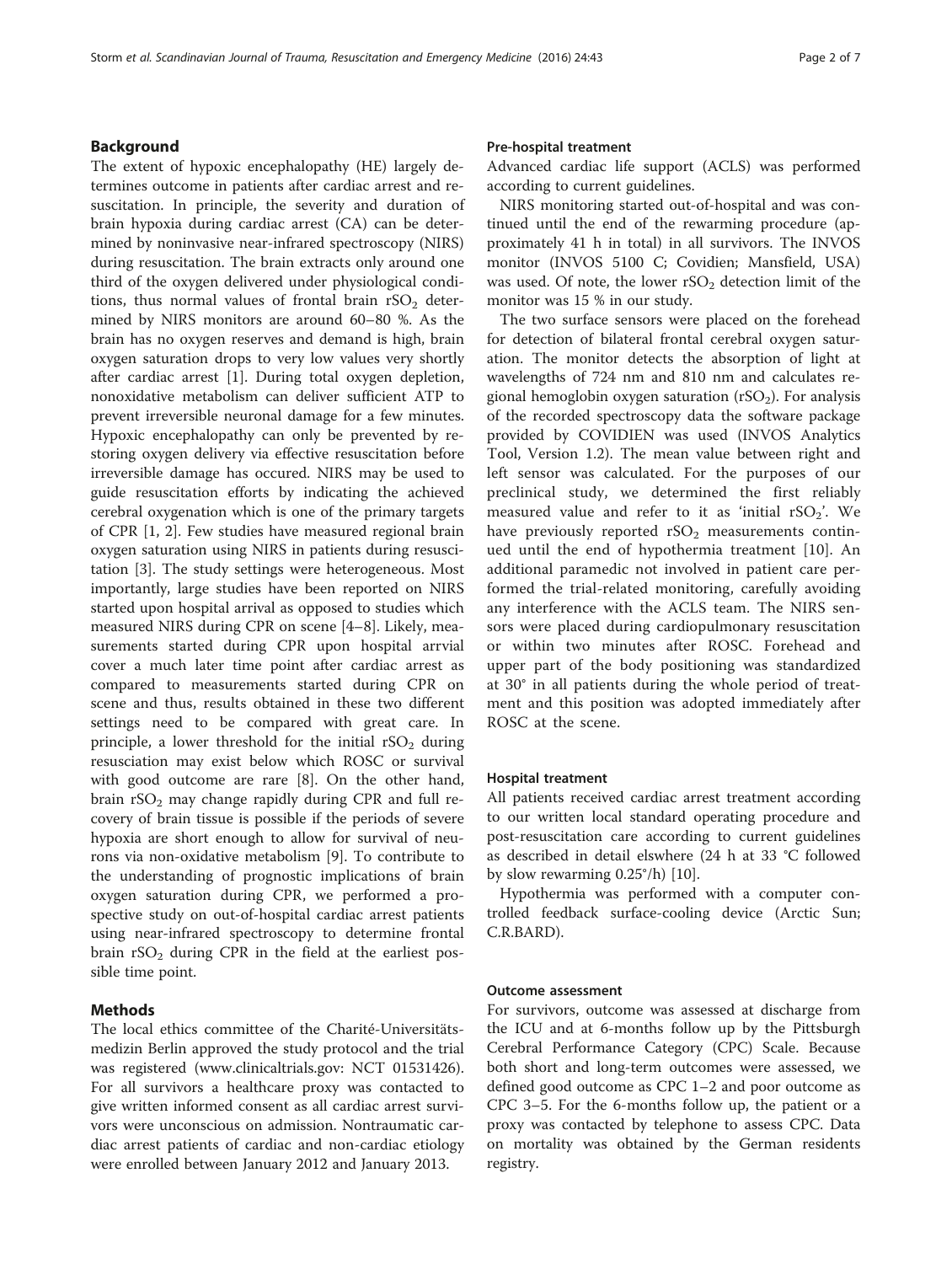## Background

The extent of hypoxic encephalopathy (HE) largely determines outcome in patients after cardiac arrest and resuscitation. In principle, the severity and duration of brain hypoxia during cardiac arrest (CA) can be determined by noninvasive near-infrared spectroscopy (NIRS) during resuscitation. The brain extracts only around one third of the oxygen delivered under physiological conditions, thus normal values of frontal brain $rSO_2$ determined by NIRS monitors are around 60–80 %. As the brain has no oxygen reserves and demand is high, brain oxygen saturation drops to very low values very shortly after cardiac arrest [1]. During total oxygen depletion, nonoxidative metabolism can deliver sufficient ATP to prevent irreversible neuronal damage for a few minutes. Hypoxic encephalopathy can only be prevented by restoring oxygen delivery via effective resuscitation before irreversible damage has occured. NIRS may be used to guide resuscitation efforts by indicating the achieved cerebral oxygenation which is one of the primary targets of CPR [1, 2]. Few studies have measured regional brain oxygen saturation using NIRS in patients during resuscitation [3]. The study settings were heterogeneous. Most importantly, large studies have been reported on NIRS started upon hospital arrival as opposed to studies which measured NIRS during CPR on scene [4–8]. Likely, measurements started during CPR upon hospital arrvial cover a much later time point after cardiac arrest as compared to measurements started during CPR on scene and thus, results obtained in these two different settings need to be compared with great care. In principle, a lower threshold for the initial $rSO_2$ during resuscitation may exist below which ROSC or survival with good outcome are rare [8]. On the other hand, brain $rSO_2$ may change rapidly during CPR and full recovery of brain tissue is possible if the periods of severe hypoxia are short enough to allow for survival of neurons via non-oxidative metabolism [9]. To contribute to the understanding of prognostic implications of brain oxygen saturation during CPR, we performed a prospective study on out-of-hospital cardiac arrest patients using near-infrared spectroscopy to determine frontal brain $rSO_2$ during CPR in the field at the earliest possible time point.

## Methods

The local ethics committee of the Charité-Universitätsmedizin Berlin approved the study protocol and the trial was registered (www.clinicaltrials.gov: NCT 01531426). For all survivors a healthcare proxy was contacted to give written informed consent as all cardiac arrest survivors were unconscious on admission. Nontraumatic cardiac arrest patients of cardiac and non-cardiac etiology were enrolled between January 2012 and January 2013.

### Pre-hospital treatment

Advanced cardiac life support (ACLS) was performed according to current guidelines.

NIRS monitoring started out-of-hospital and was continued until the end of the rewarming procedure (approximately 41 h in total) in all survivors. The INVOS monitor (INVOS 5100 C; Covidien; Mansfield, USA) was used. Of note, the lower $rSO_2$ detection limit of the monitor was 15 % in our study.

The two surface sensors were placed on the forehead for detection of bilateral frontal cerebral oxygen saturation. The monitor detects the absorption of light at wavelengths of 724 nm and 810 nm and calculates regional hemoglobin oxygen saturation ($rSO_2$). For analysis of the recorded spectroscopy data the software package provided by COVIDIEN was used (INVOS Analytics Tool, Version 1.2). The mean value between right and left sensor was calculated. For the purposes of our preclinical study, we determined the first reliably measured value and refer to it as 'initial $rSO_2$'. We have previously reported $rSO_2$ measurements continued until the end of hypothermia treatment [10]. An additional paramedic not involved in patient care performed the trial-related monitoring, carefully avoiding any interference with the ACLS team. The NIRS sensors were placed during cardiopulmonary resuscitation or within two minutes after ROSC. Forehead and upper part of the body positioning was standardized at 30° in all patients during the whole period of treatment and this position was adopted immediately after ROSC at the scene.

### Hospital treatment

All patients received cardiac arrest treatment according to our written local standard operating procedure and post-resuscitation care according to current guidelines as described in detail elswhere (24 h at 33 °C followed by slow rewarming 0.25°/h) [10].

Hypothermia was performed with a computer controlled feedback surface-cooling device (Arctic Sun; C.R.BARD).

### Outcome assessment

For survivors, outcome was assessed at discharge from the ICU and at 6-months follow up by the Pittsburgh Cerebral Performance Category (CPC) Scale. Because both short and long-term outcomes were assessed, we defined good outcome as CPC 1–2 and poor outcome as CPC 3–5. For the 6-months follow up, the patient or a proxy was contacted by telephone to assess CPC. Data on mortality was obtained by the German residents registry.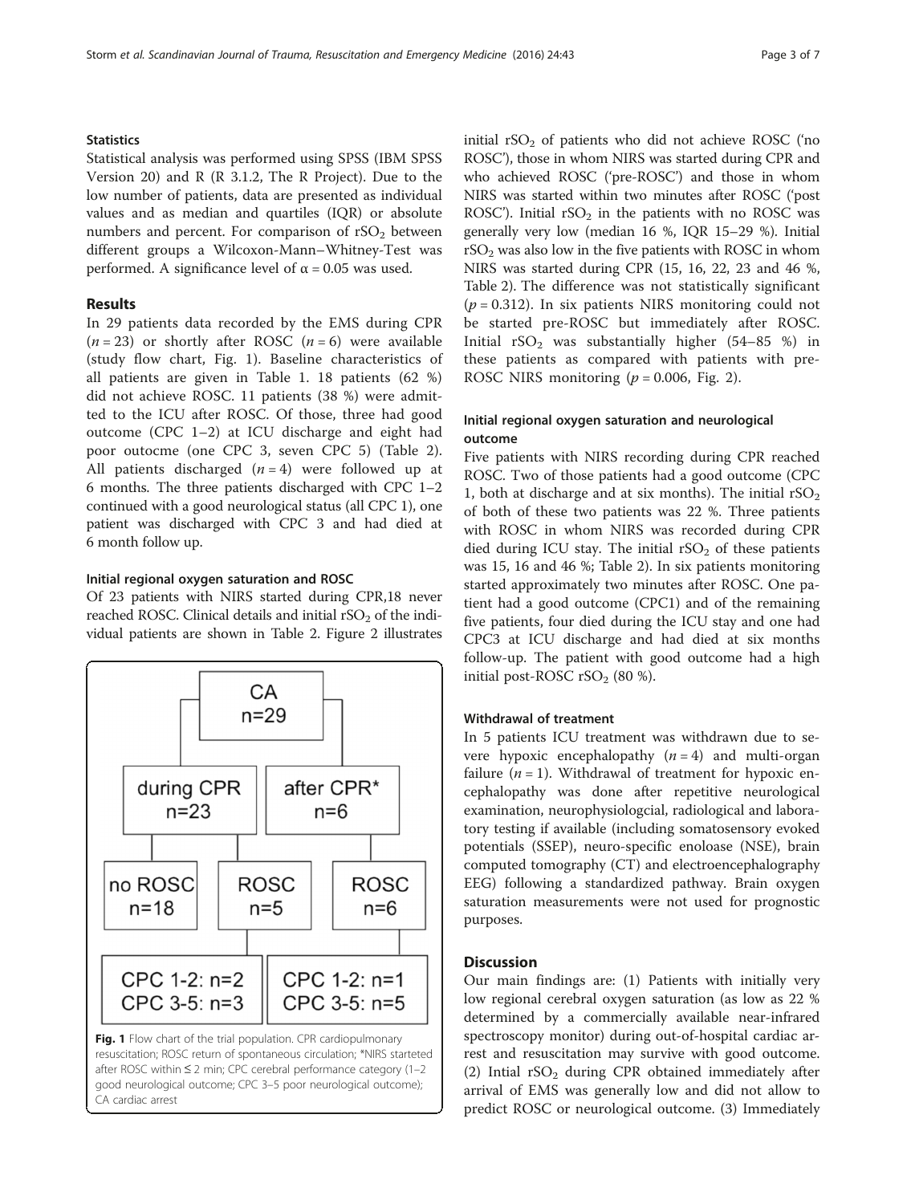### Statistics

Statistical analysis was performed using SPSS (IBM SPSS Version 20) and R (R 3.1.2, The R Project). Due to the low number of patients, data are presented as individual values and as median and quartiles (IQR) or absolute numbers and percent. For comparison of $rSO_2$ between different groups a Wilcoxon-Mann–Whitney-Test was performed. A significance level of $\alpha = 0.05$ was used.

## Results

In 29 patients data recorded by the EMS during CPR ($n = 23$) or shortly after ROSC ($n = 6$) were available (study flow chart, Fig. 1). Baseline characteristics of all patients are given in Table 1. 18 patients (62 %) did not achieve ROSC. 11 patients (38 %) were admitted to the ICU after ROSC. Of those, three had good outcome (CPC 1–2) at ICU discharge and eight had poor outocme (one CPC 3, seven CPC 5) (Table 2). All patients discharged ($n = 4$) were followed up at 6 months. The three patients discharged with CPC 1–2 continued with a good neurological status (all CPC 1), one patient was discharged with CPC 3 and had died at 6 month follow up.

### Initial regional oxygen saturation and ROSC

Of 23 patients with NIRS started during CPR,18 never reached ROSC. Clinical details and initial $rSO_2$ of the individual patients are shown in Table 2. Figure 2 illustrates initial $rSO_2$ of patients who did not achieve ROSC ('no ROSC'), those in whom NIRS was started during CPR and who achieved ROSC ('pre-ROSC') and those in whom NIRS was started within two minutes after ROSC ('post ROSC'). Initial $rSO_2$ in the patients with no ROSC was generally very low (median 16 %, IQR 15–29 %). Initial $rSO_2$ was also low in the five patients with ROSC in whom NIRS was started during CPR (15, 16, 22, 23 and 46 %, Table 2). The difference was not statistically significant ($p = 0.312$). In six patients NIRS monitoring could not be started pre-ROSC but immediately after ROSC. Initial $rSO_2$ was substantially higher (54–85 %) in these patients as compared with patients with pre-ROSC NIRS monitoring ($p = 0.006$, Fig. 2).

CA n=29 → during CPR n=23; after CPR* n=6
during CPR n=23 → no ROSC n=18; ROSC n=5
after CPR* n=6 → ROSC n=6
ROSC n=5 → CPC 1-2: n=2, CPC 3-5: n=3
ROSC n=6 → CPC 1-2: n=1, CPC 3-5: n=5

**Fig. 1** Flow chart of the trial population. CPR cardiopulmonary resuscitation; ROSC return of spontaneous circulation; *NIRS starteted after ROSC within ≤ 2 min; CPC cerebral performance category (1–2 good neurological outcome; CPC 3–5 poor neurological outcome); CA cardiac arrest

### Initial regional oxygen saturation and neurological outcome

Five patients with NIRS recording during CPR reached ROSC. Two of those patients had a good outcome (CPC 1, both at discharge and at six months). The initial $rSO_2$ of both of these two patients was 22 %. Three patients with ROSC in whom NIRS was recorded during CPR died during ICU stay. The initial $rSO_2$ of these patients was 15, 16 and 46 %; Table 2). In six patients monitoring started approximately two minutes after ROSC. One patient had a good outcome (CPC1) and of the remaining five patients, four died during the ICU stay and one had CPC3 at ICU discharge and had died at six months follow-up. The patient with good outcome had a high initial post-ROSC $rSO_2$ (80 %).

### Withdrawal of treatment

In 5 patients ICU treatment was withdrawn due to severe hypoxic encephalopathy ($n = 4$) and multi-organ failure ($n = 1$). Withdrawal of treatment for hypoxic encephalopathy was done after repetitive neurological examination, neurophysiologcial, radiological and laboratory testing if available (including somatosensory evoked potentials (SSEP), neuro-specific enoloase (NSE), brain computed tomography (CT) and electroencephalography EEG) following a standardized pathway. Brain oxygen saturation measurements were not used for prognostic purposes.

## Discussion

Our main findings are: (1) Patients with initially very low regional cerebral oxygen saturation (as low as 22 % determined by a commercially available near-infrared spectroscopy monitor) during out-of-hospital cardiac arrest and resuscitation may survive with good outcome. (2) Intial $rSO_2$ during CPR obtained immediately after arrival of EMS was generally low and did not allow to predict ROSC or neurological outcome. (3) Immediately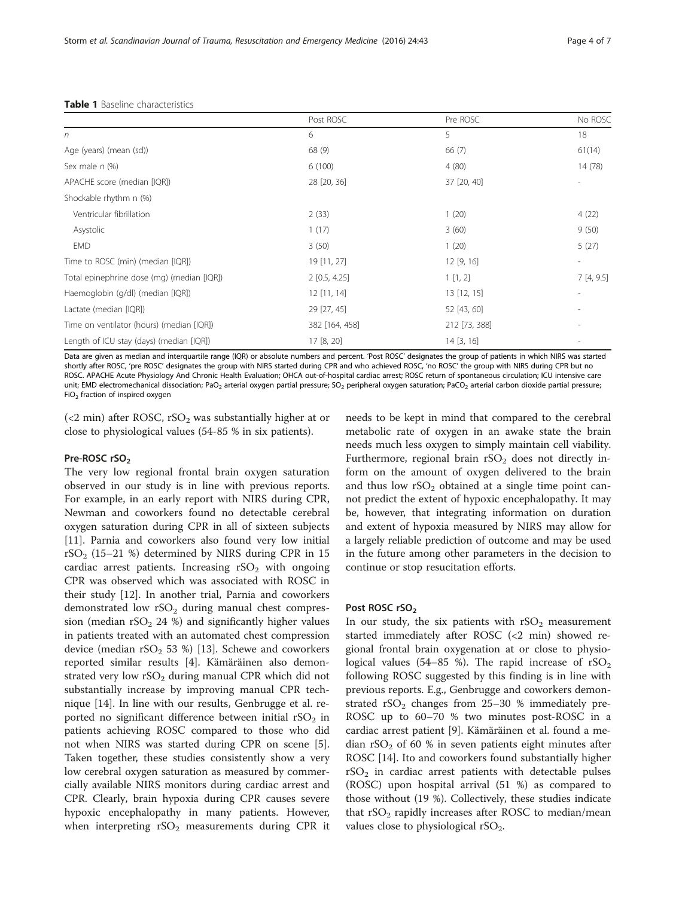**Table 1** Baseline characteristics

| | Post ROSC | Pre ROSC | No ROSC |
|---|---|---|---|
| *n* | 6 | 5 | 18 |
| Age (years) (mean (sd)) | 68 (9) | 66 (7) | 61(14) |
| Sex male *n* (%) | 6 (100) | 4 (80) | 14 (78) |
| APACHE score (median [IQR]) | 28 [20, 36] | 37 [20, 40] | - |
| Shockable rhythm n (%) | | | |
| Ventricular fibrillation | 2 (33) | 1 (20) | 4 (22) |
| Asystolic | 1 (17) | 3 (60) | 9 (50) |
| EMD | 3 (50) | 1 (20) | 5 (27) |
| Time to ROSC (min) (median [IQR]) | 19 [11, 27] | 12 [9, 16] | - |
| Total epinephrine dose (mg) (median [IQR]) | 2 [0.5, 4.25] | 1 [1, 2] | 7 [4, 9.5] |
| Haemoglobin (g/dl) (median [IQR]) | 12 [11, 14] | 13 [12, 15] | - |
| Lactate (median [IQR]) | 29 [27, 45] | 52 [43, 60] | - |
| Time on ventilator (hours) (median [IQR]) | 382 [164, 458] | 212 [73, 388] | - |
| Length of ICU stay (days) (median [IQR]) | 17 [8, 20] | 14 [3, 16] | - |

Data are given as median and interquartile range (IQR) or absolute numbers and percent. 'Post ROSC' designates the group of patients in which NIRS was started shortly after ROSC, 'pre ROSC' designates the group with NIRS started during CPR and who achieved ROSC, 'no ROSC' the group with NIRS during CPR but no ROSC. APACHE Acute Physiology And Chronic Health Evaluation; OHCA out-of-hospital cardiac arrest; ROSC return of spontaneous circulation; ICU intensive care unit; EMD electromechanical dissociation; $PaO_2$ arterial oxygen partial pressure; $SO_2$ peripheral oxygen saturation; $PaCO_2$ arterial carbon dioxide partial pressure; $FiO_2$ fraction of inspired oxygen

(<2 min) after ROSC, $rSO_2$ was substantially higher at or close to physiological values (54-85 % in six patients).

### Pre-ROSC $rSO_2$

The very low regional frontal brain oxygen saturation observed in our study is in line with previous reports. For example, in an early report with NIRS during CPR, Newman and coworkers found no detectable cerebral oxygen saturation during CPR in all of sixteen subjects [11]. Parnia and coworkers also found very low initial $rSO_2$ (15–21 %) determined by NIRS during CPR in 15 cardiac arrest patients. Increasing $rSO_2$ with ongoing CPR was observed which was associated with ROSC in their study [12]. In another trial, Parnia and coworkers demonstrated low $rSO_2$ during manual chest compression (median $rSO_2$ 24 %) and significantly higher values in patients treated with an automated chest compression device (median $rSO_2$ 53 %) [13]. Schewe and coworkers reported similar results [4]. Kämäräinen also demonstrated very low $rSO_2$ during manual CPR which did not substantially increase by improving manual CPR technique [14]. In line with our results, Genbrugge et al. reported no significant difference between initial $rSO_2$ in patients achieving ROSC compared to those who did not when NIRS was started during CPR on scene [5]. Taken together, these studies consistently show a very low cerebral oxygen saturation as measured by commercially available NIRS monitors during cardiac arrest and CPR. Clearly, brain hypoxia during CPR causes severe hypoxic encephalopathy in many patients. However, when interpreting $rSO_2$ measurements during CPR it needs to be kept in mind that compared to the cerebral metabolic rate of oxygen in an awake state the brain needs much less oxygen to simply maintain cell viability. Furthermore, regional brain $rSO_2$ does not directly inform on the amount of oxygen delivered to the brain and thus low $rSO_2$ obtained at a single time point cannot predict the extent of hypoxic encephalopathy. It may be, however, that integrating information on duration and extent of hypoxia measured by NIRS may allow for a largely reliable prediction of outcome and may be used in the future among other parameters in the decision to continue or stop resuscitation efforts.

### Post ROSC $rSO_2$

In our study, the six patients with $rSO_2$ measurement started immediately after ROSC (<2 min) showed regional frontal brain oxygenation at or close to physiological values (54–85 %). The rapid increase of $rSO_2$ following ROSC suggested by this finding is in line with previous reports. E.g., Genbrugge and coworkers demonstrated $rSO_2$ changes from 25–30 % immediately pre-ROSC up to 60–70 % two minutes post-ROSC in a cardiac arrest patient [9]. Kämäräinen et al. found a median $rSO_2$ of 60 % in seven patients eight minutes after ROSC [14]. Ito and coworkers found substantially higher $rSO_2$ in cardiac arrest patients with detectable pulses (ROSC) upon hospital arrival (51 %) as compared to those without (19 %). Collectively, these studies indicate that $rSO_2$ rapidly increases after ROSC to median/mean values close to physiological $rSO_2$.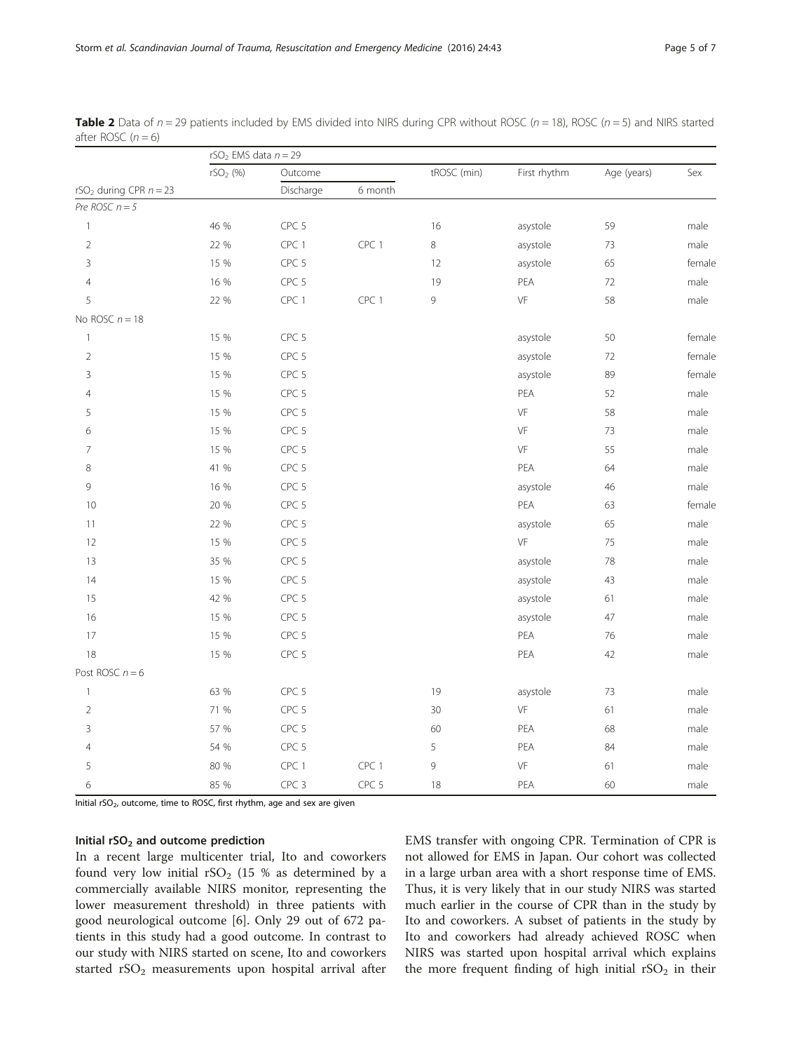**Table 2** Data of $n = 29$ patients included by EMS divided into NIRS during CPR without ROSC ($n = 18$), ROSC ($n = 5$) and NIRS started after ROSC ($n = 6$)

| | $rSO_2$ EMS data $n = 29$ | | | | | | |
|---|---|---|---|---|---|---|---|
| | $rSO_2$ (%) | Outcome | | tROSC (min) | First rhythm | Age (years) | Sex |
| $rSO_2$ during CPR $n = 23$ | | Discharge | 6 month | | | | |
| *Pre ROSC n = 5* | | | | | | | |
| 1 | 46 % | CPC 5 | | 16 | asystole | 59 | male |
| 2 | 22 % | CPC 1 | CPC 1 | 8 | asystole | 73 | male |
| 3 | 15 % | CPC 5 | | 12 | asystole | 65 | female |
| 4 | 16 % | CPC 5 | | 19 | PEA | 72 | male |
| 5 | 22 % | CPC 1 | CPC 1 | 9 | VF | 58 | male |
| No ROSC $n = 18$ | | | | | | | |
| 1 | 15 % | CPC 5 | | | asystole | 50 | female |
| 2 | 15 % | CPC 5 | | | asystole | 72 | female |
| 3 | 15 % | CPC 5 | | | asystole | 89 | female |
| 4 | 15 % | CPC 5 | | | PEA | 52 | male |
| 5 | 15 % | CPC 5 | | | VF | 58 | male |
| 6 | 15 % | CPC 5 | | | VF | 73 | male |
| 7 | 15 % | CPC 5 | | | VF | 55 | male |
| 8 | 41 % | CPC 5 | | | PEA | 64 | male |
| 9 | 16 % | CPC 5 | | | asystole | 46 | male |
| 10 | 20 % | CPC 5 | | | PEA | 63 | female |
| 11 | 22 % | CPC 5 | | | asystole | 65 | male |
| 12 | 15 % | CPC 5 | | | VF | 75 | male |
| 13 | 35 % | CPC 5 | | | asystole | 78 | male |
| 14 | 15 % | CPC 5 | | | asystole | 43 | male |
| 15 | 42 % | CPC 5 | | | asystole | 61 | male |
| 16 | 15 % | CPC 5 | | | asystole | 47 | male |
| 17 | 15 % | CPC 5 | | | PEA | 76 | male |
| 18 | 15 % | CPC 5 | | | PEA | 42 | male |
| Post ROSC $n = 6$ | | | | | | | |
| 1 | 63 % | CPC 5 | | 19 | asystole | 73 | male |
| 2 | 71 % | CPC 5 | | 30 | VF | 61 | male |
| 3 | 57 % | CPC 5 | | 60 | PEA | 68 | male |
| 4 | 54 % | CPC 5 | | 5 | PEA | 84 | male |
| 5 | 80 % | CPC 1 | CPC 1 | 9 | VF | 61 | male |
| 6 | 85 % | CPC 3 | CPC 5 | 18 | PEA | 60 | male |

Initial $rSO_2$, outcome, time to ROSC, first rhythm, age and sex are given

### Initial $rSO_2$ and outcome prediction

In a recent large multicenter trial, Ito and coworkers found very low initial $rSO_2$ (15 % as determined by a commercially available NIRS monitor, representing the lower measurement threshold) in three patients with good neurological outcome [6]. Only 29 out of 672 patients in this study had a good outcome. In contrast to our study with NIRS started on scene, Ito and coworkers started $rSO_2$ measurements upon hospital arrival after EMS transfer with ongoing CPR. Termination of CPR is not allowed for EMS in Japan. Our cohort was collected in a large urban area with a short response time of EMS. Thus, it is very likely that in our study NIRS was started much earlier in the course of CPR than in the study by Ito and coworkers. A subset of patients in the study by Ito and coworkers had already achieved ROSC when NIRS was started upon hospital arrival which explains the more frequent finding of high initial $rSO_2$ in their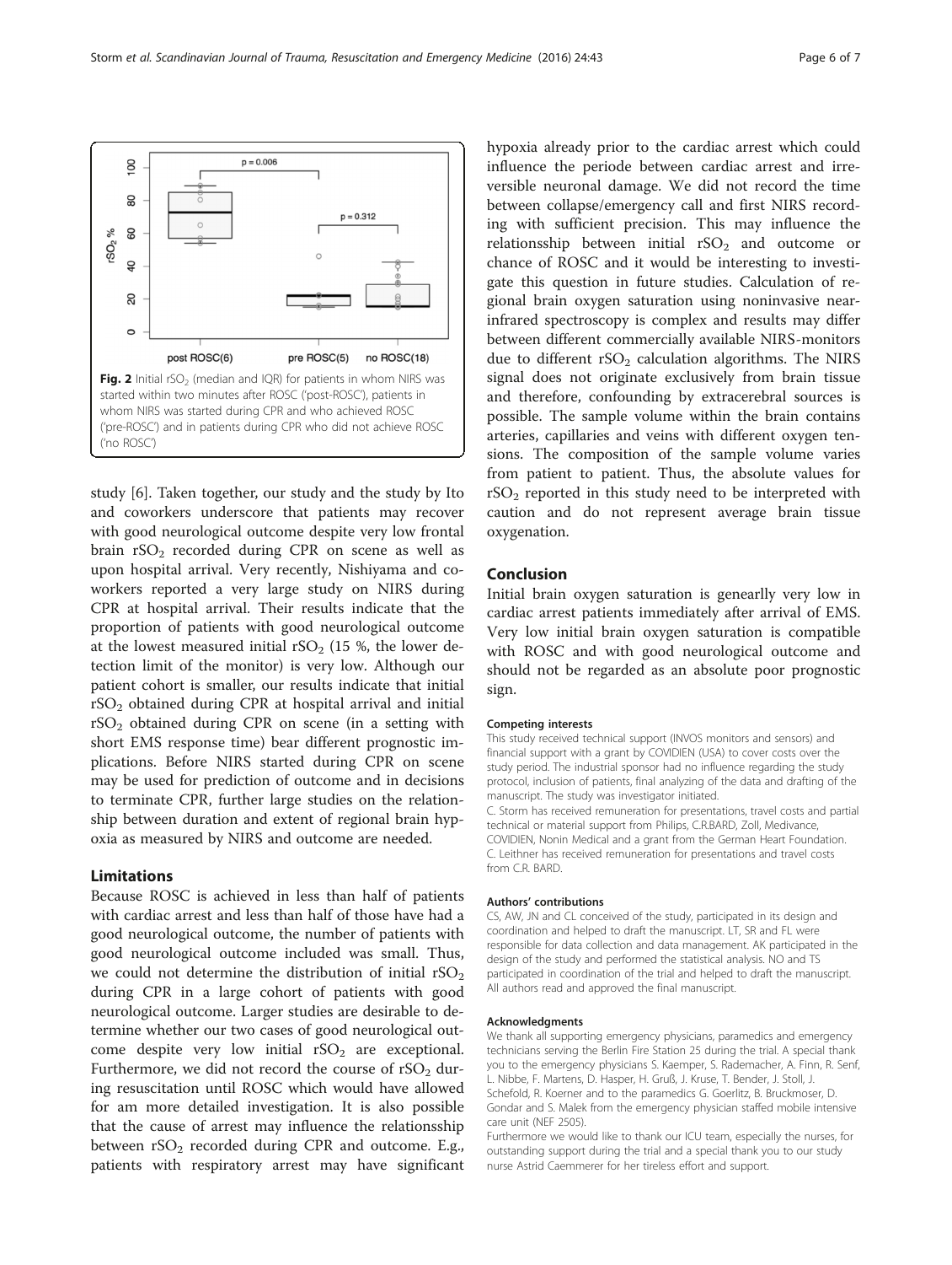Fig. 2 Initial $rSO_2$ (median and IQR) for patients in whom NIRS was started within two minutes after ROSC ('post-ROSC'), patients in whom NIRS was started during CPR and who achieved ROSC ('pre-ROSC') and in patients during CPR who did not achieve ROSC ('no ROSC')

study [6]. Taken together, our study and the study by Ito and coworkers underscore that patients may recover with good neurological outcome despite very low frontal brain $rSO_2$ recorded during CPR on scene as well as upon hospital arrival. Very recently, Nishiyama and coworkers reported a very large study on NIRS during CPR at hospital arrival. Their results indicate that the proportion of patients with good neurological outcome at the lowest measured initial $rSO_2$ (15 %, the lower detection limit of the monitor) is very low. Although our patient cohort is smaller, our results indicate that initial $rSO_2$ obtained during CPR at hospital arrival and initial $rSO_2$ obtained during CPR on scene (in a setting with short EMS response time) bear different prognostic implications. Before NIRS started during CPR on scene may be used for prediction of outcome and in decisions to terminate CPR, further large studies on the relationship between duration and extent of regional brain hypoxia as measured by NIRS and outcome are needed.

## Limitations

Because ROSC is achieved in less than half of patients with cardiac arrest and less than half of those have had a good neurological outcome, the number of patients with good neurological outcome included was small. Thus, we could not determine the distribution of initial $rSO_2$ during CPR in a large cohort of patients with good neurological outcome. Larger studies are desirable to determine whether our two cases of good neurological outcome despite very low initial $rSO_2$ are exceptional. Furthermore, we did not record the course of $rSO_2$ during resuscitation until ROSC which would have allowed for am more detailed investigation. It is also possible that the cause of arrest may influence the relationsship between $rSO_2$ recorded during CPR and outcome. E.g., patients with respiratory arrest may have significant hypoxia already prior to the cardiac arrest which could influence the periode between cardiac arrest and irreversible neuronal damage. We did not record the time between collapse/emergency call and first NIRS recording with sufficient precision. This may influence the relationsship between initial $rSO_2$ and outcome or chance of ROSC and it would be interesting to investigate this question in future studies. Calculation of regional brain oxygen saturation using noninvasive near-infrared spectroscopy is complex and results may differ between different commercially available NIRS-monitors due to different $rSO_2$ calculation algorithms. The NIRS signal does not originate exclusively from brain tissue and therefore, confounding by extracerebral sources is possible. The sample volume within the brain contains arteries, capillaries and veins with different oxygen tensions. The composition of the sample volume varies from patient to patient. Thus, the absolute values for $rSO_2$ reported in this study need to be interpreted with caution and do not represent average brain tissue oxygenation.

## Conclusion

Initial brain oxygen saturation is genearlly very low in cardiac arrest patients immediately after arrival of EMS. Very low initial brain oxygen saturation is compatible with ROSC and with good neurological outcome and should not be regarded as an absolute poor prognostic sign.

#### Competing interests

This study received technical support (INVOS monitors and sensors) and financial support with a grant by COVIDIEN (USA) to cover costs over the study period. The industrial sponsor had no influence regarding the study protocol, inclusion of patients, final analyzing of the data and drafting of the manuscript. The study was investigator initiated.
C. Storm has received remuneration for presentations, travel costs and partial technical or material support from Philips, C.R.BARD, Zoll, Medivance, COVIDIEN, Nonin Medical and a grant from the German Heart Foundation. C. Leithner has received remuneration for presentations and travel costs from C.R. BARD.

#### Authors' contributions

CS, AW, JN and CL conceived of the study, participated in its design and coordination and helped to draft the manuscript. LT, SR and FL were responsible for data collection and data management. AK participated in the design of the study and performed the statistical analysis. NO and TS participated in coordination of the trial and helped to draft the manuscript. All authors read and approved the final manuscript.

#### Acknowledgments

We thank all supporting emergency physicians, paramedics and emergency technicians serving the Berlin Fire Station 25 during the trial. A special thank you to the emergency physicians S. Kaemper, S. Rademacher, A. Finn, R. Senf, L. Nibbe, F. Martens, D. Hasper, H. Gruß, J. Kruse, T. Bender, J. Stoll, J. Schefold, R. Koerner and to the paramedics G. Goerlitz, B. Bruckmoser, D. Gondar and S. Malek from the emergency physician staffed mobile intensive care unit (NEF 2505).
Furthermore we would like to thank our ICU team, especially the nurses, for outstanding support during the trial and a special thank you to our study nurse Astrid Caemmerer for her tireless effort and support.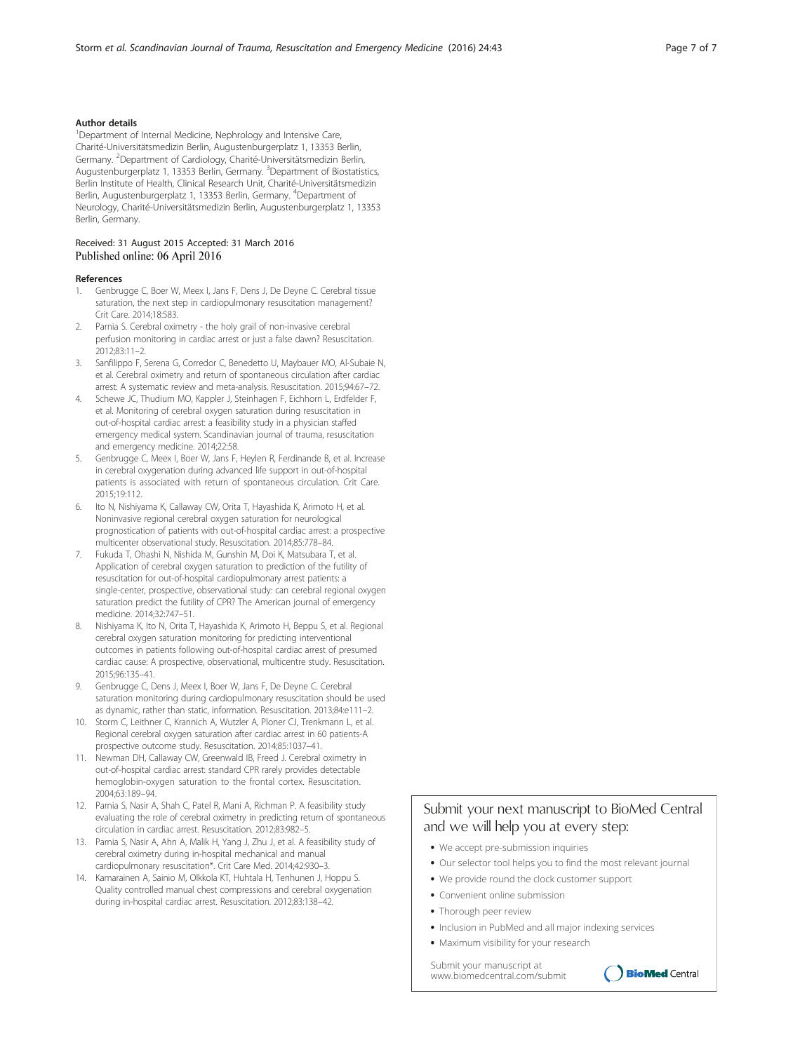#### Author details

[1]Department of Internal Medicine, Nephrology and Intensive Care, Charité-Universitätsmedizin Berlin, Augustenburgerplatz 1, 13353 Berlin, Germany. [2]Department of Cardiology, Charité-Universitätsmedizin Berlin, Augustenburgerplatz 1, 13353 Berlin, Germany. [3]Department of Biostatistics, Berlin Institute of Health, Clinical Research Unit, Charité-Universitätsmedizin Berlin, Augustenburgerplatz 1, 13353 Berlin, Germany. [4]Department of Neurology, Charité-Universitätsmedizin Berlin, Augustenburgerplatz 1, 13353 Berlin, Germany.

Received: 31 August 2015 Accepted: 31 March 2016
Published online: 06 April 2016

#### References

1. Genbrugge C, Boer W, Meex I, Jans F, Dens J, De Deyne C. Cerebral tissue saturation, the next step in cardiopulmonary resuscitation management? Crit Care. 2014;18:583.
2. Parnia S. Cerebral oximetry - the holy grail of non-invasive cerebral perfusion monitoring in cardiac arrest or just a false dawn? Resuscitation. 2012;83:11–2.
3. Sanfilippo F, Serena G, Corredor C, Benedetto U, Maybauer MO, Al-Subaie N, et al. Cerebral oximetry and return of spontaneous circulation after cardiac arrest: A systematic review and meta-analysis. Resuscitation. 2015;94:67–72.
4. Schewe JC, Thudium MO, Kappler J, Steinhagen F, Eichhorn L, Erdfelder F, et al. Monitoring of cerebral oxygen saturation during resuscitation in out-of-hospital cardiac arrest: a feasibility study in a physician staffed emergency medical system. Scandinavian journal of trauma, resuscitation and emergency medicine. 2014;22:58.
5. Genbrugge C, Meex I, Boer W, Jans F, Heylen R, Ferdinande B, et al. Increase in cerebral oxygenation during advanced life support in out-of-hospital patients is associated with return of spontaneous circulation. Crit Care. 2015;19:112.
6. Ito N, Nishiyama K, Callaway CW, Orita T, Hayashida K, Arimoto H, et al. Noninvasive regional cerebral oxygen saturation for neurological prognostication of patients with out-of-hospital cardiac arrest: a prospective multicenter observational study. Resuscitation. 2014;85:778–84.
7. Fukuda T, Ohashi N, Nishida M, Gunshin M, Doi K, Matsubara T, et al. Application of cerebral oxygen saturation to prediction of the futility of resuscitation for out-of-hospital cardiopulmonary arrest patients: a single-center, prospective, observational study: can cerebral regional oxygen saturation predict the futility of CPR? The American journal of emergency medicine. 2014;32:747–51.
8. Nishiyama K, Ito N, Orita T, Hayashida K, Arimoto H, Beppu S, et al. Regional cerebral oxygen saturation monitoring for predicting interventional outcomes in patients following out-of-hospital cardiac arrest of presumed cardiac cause: A prospective, observational, multicentre study. Resuscitation. 2015;96:135–41.
9. Genbrugge C, Dens J, Meex I, Boer W, Jans F, De Deyne C. Cerebral saturation monitoring during cardiopulmonary resuscitation should be used as dynamic, rather than static, information. Resuscitation. 2013;84:e111–2.
10. Storm C, Leithner C, Krannich A, Wutzler A, Ploner CJ, Trenkmann L, et al. Regional cerebral oxygen saturation after cardiac arrest in 60 patients-A prospective outcome study. Resuscitation. 2014;85:1037–41.
11. Newman DH, Callaway CW, Greenwald IB, Freed J. Cerebral oximetry in out-of-hospital cardiac arrest: standard CPR rarely provides detectable hemoglobin-oxygen saturation to the frontal cortex. Resuscitation. 2004;63:189–94.
12. Parnia S, Nasir A, Shah C, Patel R, Mani A, Richman P. A feasibility study evaluating the role of cerebral oximetry in predicting return of spontaneous circulation in cardiac arrest. Resuscitation. 2012;83:982–5.
13. Parnia S, Nasir A, Ahn A, Malik H, Yang J, Zhu J, et al. A feasibility study of cerebral oximetry during in-hospital mechanical and manual cardiopulmonary resuscitation*. Crit Care Med. 2014;42:930–3.
14. Kamarainen A, Sainio M, Olkkola KT, Huhtala H, Tenhunen J, Hoppu S. Quality controlled manual chest compressions and cerebral oxygenation during in-hospital cardiac arrest. Resuscitation. 2012;83:138–42.

Submit your next manuscript to BioMed Central and we will help you at every step:

- We accept pre-submission inquiries
- Our selector tool helps you to find the most relevant journal
- We provide round the clock customer support
- Convenient online submission
- Thorough peer review
- Inclusion in PubMed and all major indexing services
- Maximum visibility for your research

Submit your manuscript at www.biomedcentral.com/submit

BioMed Central